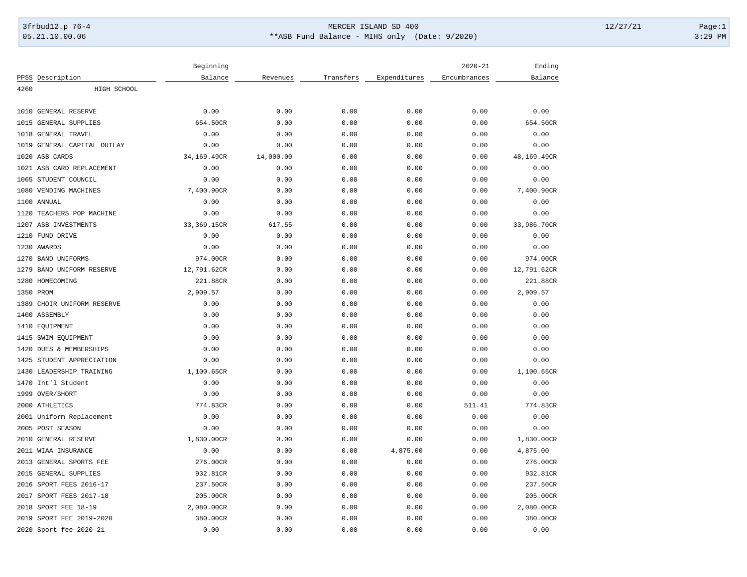MERCER ISLAND SD 400

**ASB Fund Balance - MIHS only (Date: 9/2020)

| PPSS | Description | Beginning Balance | Revenues | Transfers | Expenditures | 2020-21 Encumbrances | Ending Balance |
|---|---|---|---|---|---|---|---|
| 4260 | HIGH SCHOOL | | | | | | |
| 1010 | GENERAL RESERVE | 0.00 | 0.00 | 0.00 | 0.00 | 0.00 | 0.00 |
| 1015 | GENERAL SUPPLIES | 654.50CR | 0.00 | 0.00 | 0.00 | 0.00 | 654.50CR |
| 1018 | GENERAL TRAVEL | 0.00 | 0.00 | 0.00 | 0.00 | 0.00 | 0.00 |
| 1019 | GENERAL CAPITAL OUTLAY | 0.00 | 0.00 | 0.00 | 0.00 | 0.00 | 0.00 |
| 1020 | ASB CARDS | 34,169.49CR | 14,000.00 | 0.00 | 0.00 | 0.00 | 48,169.49CR |
| 1021 | ASB CARD REPLACEMENT | 0.00 | 0.00 | 0.00 | 0.00 | 0.00 | 0.00 |
| 1065 | STUDENT COUNCIL | 0.00 | 0.00 | 0.00 | 0.00 | 0.00 | 0.00 |
| 1080 | VENDING MACHINES | 7,400.90CR | 0.00 | 0.00 | 0.00 | 0.00 | 7,400.90CR |
| 1100 | ANNUAL | 0.00 | 0.00 | 0.00 | 0.00 | 0.00 | 0.00 |
| 1120 | TEACHERS POP MACHINE | 0.00 | 0.00 | 0.00 | 0.00 | 0.00 | 0.00 |
| 1207 | ASB INVESTMENTS | 33,369.15CR | 617.55 | 0.00 | 0.00 | 0.00 | 33,986.70CR |
| 1210 | FUND DRIVE | 0.00 | 0.00 | 0.00 | 0.00 | 0.00 | 0.00 |
| 1230 | AWARDS | 0.00 | 0.00 | 0.00 | 0.00 | 0.00 | 0.00 |
| 1270 | BAND UNIFORMS | 974.00CR | 0.00 | 0.00 | 0.00 | 0.00 | 974.00CR |
| 1279 | BAND UNIFORM RESERVE | 12,791.62CR | 0.00 | 0.00 | 0.00 | 0.00 | 12,791.62CR |
| 1280 | HOMECOMING | 221.88CR | 0.00 | 0.00 | 0.00 | 0.00 | 221.88CR |
| 1350 | PROM | 2,909.57 | 0.00 | 0.00 | 0.00 | 0.00 | 2,909.57 |
| 1389 | CHOIR UNIFORM RESERVE | 0.00 | 0.00 | 0.00 | 0.00 | 0.00 | 0.00 |
| 1400 | ASSEMBLY | 0.00 | 0.00 | 0.00 | 0.00 | 0.00 | 0.00 |
| 1410 | EQUIPMENT | 0.00 | 0.00 | 0.00 | 0.00 | 0.00 | 0.00 |
| 1415 | SWIM EQUIPMENT | 0.00 | 0.00 | 0.00 | 0.00 | 0.00 | 0.00 |
| 1420 | DUES & MEMBERSHIPS | 0.00 | 0.00 | 0.00 | 0.00 | 0.00 | 0.00 |
| 1425 | STUDENT APPRECIATION | 0.00 | 0.00 | 0.00 | 0.00 | 0.00 | 0.00 |
| 1430 | LEADERSHIP TRAINING | 1,100.65CR | 0.00 | 0.00 | 0.00 | 0.00 | 1,100.65CR |
| 1470 | Int'l Student | 0.00 | 0.00 | 0.00 | 0.00 | 0.00 | 0.00 |
| 1999 | OVER/SHORT | 0.00 | 0.00 | 0.00 | 0.00 | 0.00 | 0.00 |
| 2000 | ATHLETICS | 774.83CR | 0.00 | 0.00 | 0.00 | 511.41 | 774.83CR |
| 2001 | Uniform Replacement | 0.00 | 0.00 | 0.00 | 0.00 | 0.00 | 0.00 |
| 2005 | POST SEASON | 0.00 | 0.00 | 0.00 | 0.00 | 0.00 | 0.00 |
| 2010 | GENERAL RESERVE | 1,830.00CR | 0.00 | 0.00 | 0.00 | 0.00 | 1,830.00CR |
| 2011 | WIAA INSURANCE | 0.00 | 0.00 | 0.00 | 4,875.00 | 0.00 | 4,875.00 |
| 2013 | GENERAL SPORTS FEE | 276.00CR | 0.00 | 0.00 | 0.00 | 0.00 | 276.00CR |
| 2015 | GENERAL SUPPLIES | 932.81CR | 0.00 | 0.00 | 0.00 | 0.00 | 932.81CR |
| 2016 | SPORT FEES 2016-17 | 237.50CR | 0.00 | 0.00 | 0.00 | 0.00 | 237.50CR |
| 2017 | SPORT FEES 2017-18 | 205.00CR | 0.00 | 0.00 | 0.00 | 0.00 | 205.00CR |
| 2018 | SPORT FEE 18-19 | 2,080.00CR | 0.00 | 0.00 | 0.00 | 0.00 | 2,080.00CR |
| 2019 | SPORT FEE 2019-2020 | 380.00CR | 0.00 | 0.00 | 0.00 | 0.00 | 380.00CR |
| 2020 | Sport fee 2020-21 | 0.00 | 0.00 | 0.00 | 0.00 | 0.00 | 0.00 |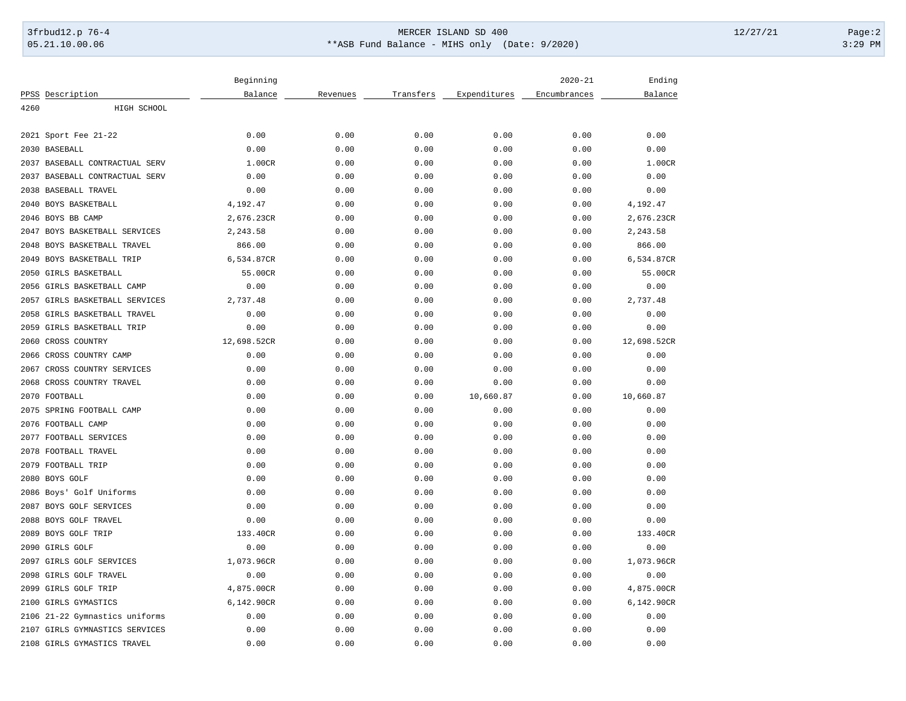| PPSS | Description | Beginning Balance | Revenues | Transfers | Expenditures | 2020-21 Encumbrances | Ending Balance |
|---|---|---|---|---|---|---|---|
| 4260 | HIGH SCHOOL | | | | | | |
| 2021 | Sport Fee 21-22 | 0.00 | 0.00 | 0.00 | 0.00 | 0.00 | 0.00 |
| 2030 | BASEBALL | 0.00 | 0.00 | 0.00 | 0.00 | 0.00 | 0.00 |
| 2037 | BASEBALL CONTRACTUAL SERV | 1.00CR | 0.00 | 0.00 | 0.00 | 0.00 | 1.00CR |
| 2037 | BASEBALL CONTRACTUAL SERV | 0.00 | 0.00 | 0.00 | 0.00 | 0.00 | 0.00 |
| 2038 | BASEBALL TRAVEL | 0.00 | 0.00 | 0.00 | 0.00 | 0.00 | 0.00 |
| 2040 | BOYS BASKETBALL | 4,192.47 | 0.00 | 0.00 | 0.00 | 0.00 | 4,192.47 |
| 2046 | BOYS BB CAMP | 2,676.23CR | 0.00 | 0.00 | 0.00 | 0.00 | 2,676.23CR |
| 2047 | BOYS BASKETBALL SERVICES | 2,243.58 | 0.00 | 0.00 | 0.00 | 0.00 | 2,243.58 |
| 2048 | BOYS BASKETBALL TRAVEL | 866.00 | 0.00 | 0.00 | 0.00 | 0.00 | 866.00 |
| 2049 | BOYS BASKETBALL TRIP | 6,534.87CR | 0.00 | 0.00 | 0.00 | 0.00 | 6,534.87CR |
| 2050 | GIRLS BASKETBALL | 55.00CR | 0.00 | 0.00 | 0.00 | 0.00 | 55.00CR |
| 2056 | GIRLS BASKETBALL CAMP | 0.00 | 0.00 | 0.00 | 0.00 | 0.00 | 0.00 |
| 2057 | GIRLS BASKETBALL SERVICES | 2,737.48 | 0.00 | 0.00 | 0.00 | 0.00 | 2,737.48 |
| 2058 | GIRLS BASKETBALL TRAVEL | 0.00 | 0.00 | 0.00 | 0.00 | 0.00 | 0.00 |
| 2059 | GIRLS BASKETBALL TRIP | 0.00 | 0.00 | 0.00 | 0.00 | 0.00 | 0.00 |
| 2060 | CROSS COUNTRY | 12,698.52CR | 0.00 | 0.00 | 0.00 | 0.00 | 12,698.52CR |
| 2066 | CROSS COUNTRY CAMP | 0.00 | 0.00 | 0.00 | 0.00 | 0.00 | 0.00 |
| 2067 | CROSS COUNTRY SERVICES | 0.00 | 0.00 | 0.00 | 0.00 | 0.00 | 0.00 |
| 2068 | CROSS COUNTRY TRAVEL | 0.00 | 0.00 | 0.00 | 0.00 | 0.00 | 0.00 |
| 2070 | FOOTBALL | 0.00 | 0.00 | 0.00 | 10,660.87 | 0.00 | 10,660.87 |
| 2075 | SPRING FOOTBALL CAMP | 0.00 | 0.00 | 0.00 | 0.00 | 0.00 | 0.00 |
| 2076 | FOOTBALL CAMP | 0.00 | 0.00 | 0.00 | 0.00 | 0.00 | 0.00 |
| 2077 | FOOTBALL SERVICES | 0.00 | 0.00 | 0.00 | 0.00 | 0.00 | 0.00 |
| 2078 | FOOTBALL TRAVEL | 0.00 | 0.00 | 0.00 | 0.00 | 0.00 | 0.00 |
| 2079 | FOOTBALL TRIP | 0.00 | 0.00 | 0.00 | 0.00 | 0.00 | 0.00 |
| 2080 | BOYS GOLF | 0.00 | 0.00 | 0.00 | 0.00 | 0.00 | 0.00 |
| 2086 | Boys' Golf Uniforms | 0.00 | 0.00 | 0.00 | 0.00 | 0.00 | 0.00 |
| 2087 | BOYS GOLF SERVICES | 0.00 | 0.00 | 0.00 | 0.00 | 0.00 | 0.00 |
| 2088 | BOYS GOLF TRAVEL | 0.00 | 0.00 | 0.00 | 0.00 | 0.00 | 0.00 |
| 2089 | BOYS GOLF TRIP | 133.40CR | 0.00 | 0.00 | 0.00 | 0.00 | 133.40CR |
| 2090 | GIRLS GOLF | 0.00 | 0.00 | 0.00 | 0.00 | 0.00 | 0.00 |
| 2097 | GIRLS GOLF SERVICES | 1,073.96CR | 0.00 | 0.00 | 0.00 | 0.00 | 1,073.96CR |
| 2098 | GIRLS GOLF TRAVEL | 0.00 | 0.00 | 0.00 | 0.00 | 0.00 | 0.00 |
| 2099 | GIRLS GOLF TRIP | 4,875.00CR | 0.00 | 0.00 | 0.00 | 0.00 | 4,875.00CR |
| 2100 | GIRLS GYMASTICS | 6,142.90CR | 0.00 | 0.00 | 0.00 | 0.00 | 6,142.90CR |
| 2106 | 21-22 Gymnastics uniforms | 0.00 | 0.00 | 0.00 | 0.00 | 0.00 | 0.00 |
| 2107 | GIRLS GYMNASTICS SERVICES | 0.00 | 0.00 | 0.00 | 0.00 | 0.00 | 0.00 |
| 2108 | GIRLS GYMASTICS TRAVEL | 0.00 | 0.00 | 0.00 | 0.00 | 0.00 | 0.00 |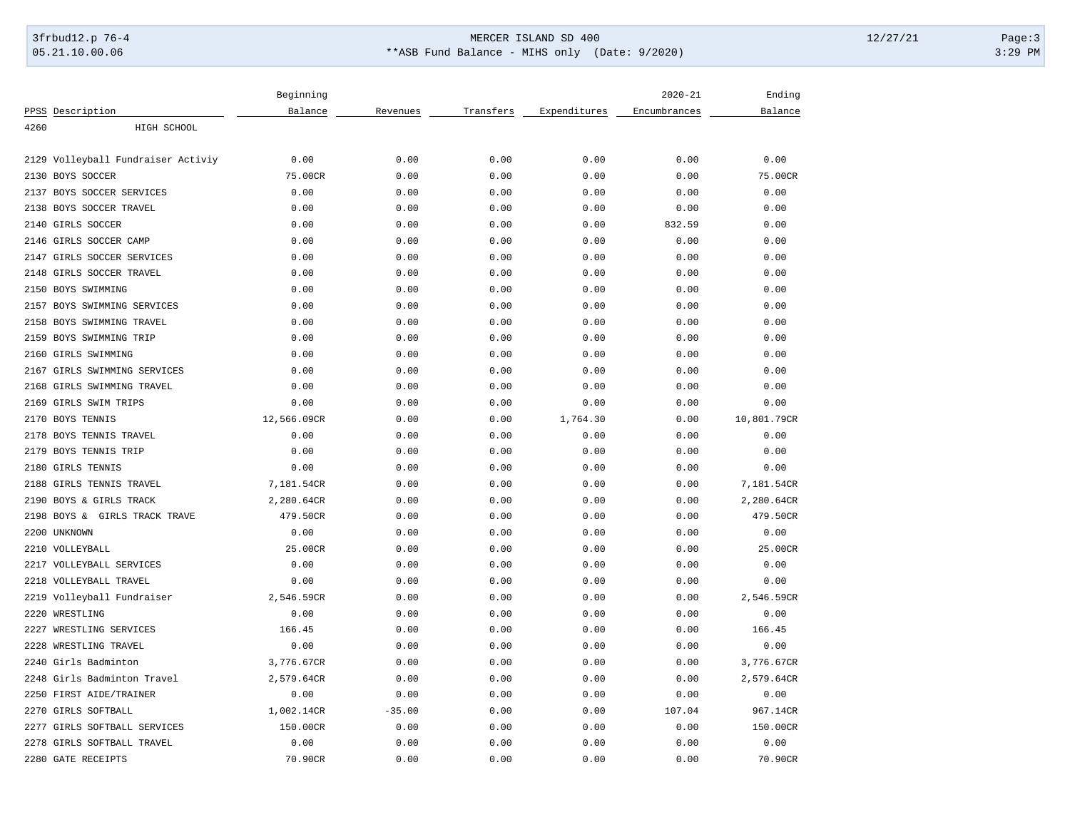| PPSS | Description | Beginning Balance | Revenues | Transfers | Expenditures | 2020-21 Encumbrances | Ending Balance |
|---|---|---|---|---|---|---|---|
| 4260 | HIGH SCHOOL | | | | | | |
| 2129 | Volleyball Fundraiser Activiy | 0.00 | 0.00 | 0.00 | 0.00 | 0.00 | 0.00 |
| 2130 | BOYS SOCCER | 75.00CR | 0.00 | 0.00 | 0.00 | 0.00 | 75.00CR |
| 2137 | BOYS SOCCER SERVICES | 0.00 | 0.00 | 0.00 | 0.00 | 0.00 | 0.00 |
| 2138 | BOYS SOCCER TRAVEL | 0.00 | 0.00 | 0.00 | 0.00 | 0.00 | 0.00 |
| 2140 | GIRLS SOCCER | 0.00 | 0.00 | 0.00 | 0.00 | 832.59 | 0.00 |
| 2146 | GIRLS SOCCER CAMP | 0.00 | 0.00 | 0.00 | 0.00 | 0.00 | 0.00 |
| 2147 | GIRLS SOCCER SERVICES | 0.00 | 0.00 | 0.00 | 0.00 | 0.00 | 0.00 |
| 2148 | GIRLS SOCCER TRAVEL | 0.00 | 0.00 | 0.00 | 0.00 | 0.00 | 0.00 |
| 2150 | BOYS SWIMMING | 0.00 | 0.00 | 0.00 | 0.00 | 0.00 | 0.00 |
| 2157 | BOYS SWIMMING SERVICES | 0.00 | 0.00 | 0.00 | 0.00 | 0.00 | 0.00 |
| 2158 | BOYS SWIMMING TRAVEL | 0.00 | 0.00 | 0.00 | 0.00 | 0.00 | 0.00 |
| 2159 | BOYS SWIMMING TRIP | 0.00 | 0.00 | 0.00 | 0.00 | 0.00 | 0.00 |
| 2160 | GIRLS SWIMMING | 0.00 | 0.00 | 0.00 | 0.00 | 0.00 | 0.00 |
| 2167 | GIRLS SWIMMING SERVICES | 0.00 | 0.00 | 0.00 | 0.00 | 0.00 | 0.00 |
| 2168 | GIRLS SWIMMING TRAVEL | 0.00 | 0.00 | 0.00 | 0.00 | 0.00 | 0.00 |
| 2169 | GIRLS SWIM TRIPS | 0.00 | 0.00 | 0.00 | 0.00 | 0.00 | 0.00 |
| 2170 | BOYS TENNIS | 12,566.09CR | 0.00 | 0.00 | 1,764.30 | 0.00 | 10,801.79CR |
| 2178 | BOYS TENNIS TRAVEL | 0.00 | 0.00 | 0.00 | 0.00 | 0.00 | 0.00 |
| 2179 | BOYS TENNIS TRIP | 0.00 | 0.00 | 0.00 | 0.00 | 0.00 | 0.00 |
| 2180 | GIRLS TENNIS | 0.00 | 0.00 | 0.00 | 0.00 | 0.00 | 0.00 |
| 2188 | GIRLS TENNIS TRAVEL | 7,181.54CR | 0.00 | 0.00 | 0.00 | 0.00 | 7,181.54CR |
| 2190 | BOYS & GIRLS TRACK | 2,280.64CR | 0.00 | 0.00 | 0.00 | 0.00 | 2,280.64CR |
| 2198 | BOYS & GIRLS TRACK TRAVE | 479.50CR | 0.00 | 0.00 | 0.00 | 0.00 | 479.50CR |
| 2200 | UNKNOWN | 0.00 | 0.00 | 0.00 | 0.00 | 0.00 | 0.00 |
| 2210 | VOLLEYBALL | 25.00CR | 0.00 | 0.00 | 0.00 | 0.00 | 25.00CR |
| 2217 | VOLLEYBALL SERVICES | 0.00 | 0.00 | 0.00 | 0.00 | 0.00 | 0.00 |
| 2218 | VOLLEYBALL TRAVEL | 0.00 | 0.00 | 0.00 | 0.00 | 0.00 | 0.00 |
| 2219 | Volleyball Fundraiser | 2,546.59CR | 0.00 | 0.00 | 0.00 | 0.00 | 2,546.59CR |
| 2220 | WRESTLING | 0.00 | 0.00 | 0.00 | 0.00 | 0.00 | 0.00 |
| 2227 | WRESTLING SERVICES | 166.45 | 0.00 | 0.00 | 0.00 | 0.00 | 166.45 |
| 2228 | WRESTLING TRAVEL | 0.00 | 0.00 | 0.00 | 0.00 | 0.00 | 0.00 |
| 2240 | Girls Badminton | 3,776.67CR | 0.00 | 0.00 | 0.00 | 0.00 | 3,776.67CR |
| 2248 | Girls Badminton Travel | 2,579.64CR | 0.00 | 0.00 | 0.00 | 0.00 | 2,579.64CR |
| 2250 | FIRST AIDE/TRAINER | 0.00 | 0.00 | 0.00 | 0.00 | 0.00 | 0.00 |
| 2270 | GIRLS SOFTBALL | 1,002.14CR | -35.00 | 0.00 | 0.00 | 107.04 | 967.14CR |
| 2277 | GIRLS SOFTBALL SERVICES | 150.00CR | 0.00 | 0.00 | 0.00 | 0.00 | 150.00CR |
| 2278 | GIRLS SOFTBALL TRAVEL | 0.00 | 0.00 | 0.00 | 0.00 | 0.00 | 0.00 |
| 2280 | GATE RECEIPTS | 70.90CR | 0.00 | 0.00 | 0.00 | 0.00 | 70.90CR |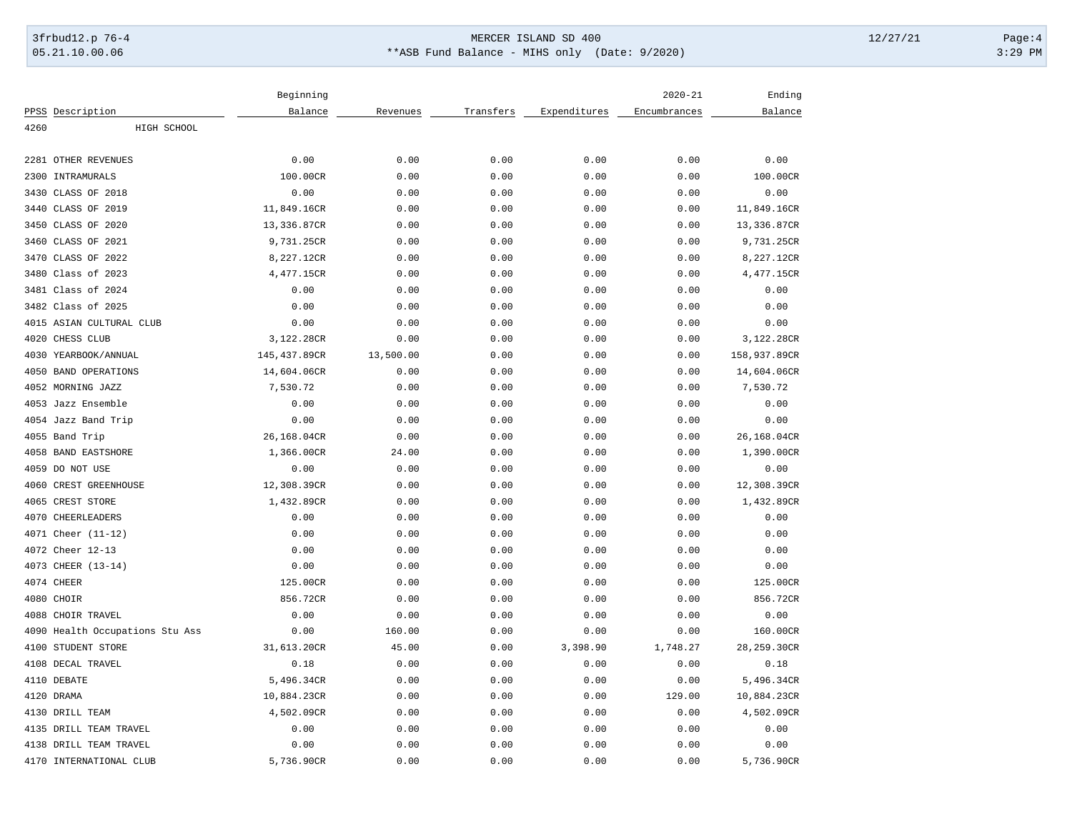| PPSS | Description | Beginning Balance | Revenues | Transfers | Expenditures | 2020-21 Encumbrances | Ending Balance |
|---|---|---|---|---|---|---|---|
| 4260 | HIGH SCHOOL | | | | | | |
| 2281 | OTHER REVENUES | 0.00 | 0.00 | 0.00 | 0.00 | 0.00 | 0.00 |
| 2300 | INTRAMURALS | 100.00CR | 0.00 | 0.00 | 0.00 | 0.00 | 100.00CR |
| 3430 | CLASS OF 2018 | 0.00 | 0.00 | 0.00 | 0.00 | 0.00 | 0.00 |
| 3440 | CLASS OF 2019 | 11,849.16CR | 0.00 | 0.00 | 0.00 | 0.00 | 11,849.16CR |
| 3450 | CLASS OF 2020 | 13,336.87CR | 0.00 | 0.00 | 0.00 | 0.00 | 13,336.87CR |
| 3460 | CLASS OF 2021 | 9,731.25CR | 0.00 | 0.00 | 0.00 | 0.00 | 9,731.25CR |
| 3470 | CLASS OF 2022 | 8,227.12CR | 0.00 | 0.00 | 0.00 | 0.00 | 8,227.12CR |
| 3480 | Class of 2023 | 4,477.15CR | 0.00 | 0.00 | 0.00 | 0.00 | 4,477.15CR |
| 3481 | Class of 2024 | 0.00 | 0.00 | 0.00 | 0.00 | 0.00 | 0.00 |
| 3482 | Class of 2025 | 0.00 | 0.00 | 0.00 | 0.00 | 0.00 | 0.00 |
| 4015 | ASIAN CULTURAL CLUB | 0.00 | 0.00 | 0.00 | 0.00 | 0.00 | 0.00 |
| 4020 | CHESS CLUB | 3,122.28CR | 0.00 | 0.00 | 0.00 | 0.00 | 3,122.28CR |
| 4030 | YEARBOOK/ANNUAL | 145,437.89CR | 13,500.00 | 0.00 | 0.00 | 0.00 | 158,937.89CR |
| 4050 | BAND OPERATIONS | 14,604.06CR | 0.00 | 0.00 | 0.00 | 0.00 | 14,604.06CR |
| 4052 | MORNING JAZZ | 7,530.72 | 0.00 | 0.00 | 0.00 | 0.00 | 7,530.72 |
| 4053 | Jazz Ensemble | 0.00 | 0.00 | 0.00 | 0.00 | 0.00 | 0.00 |
| 4054 | Jazz Band Trip | 0.00 | 0.00 | 0.00 | 0.00 | 0.00 | 0.00 |
| 4055 | Band Trip | 26,168.04CR | 0.00 | 0.00 | 0.00 | 0.00 | 26,168.04CR |
| 4058 | BAND EASTSHORE | 1,366.00CR | 24.00 | 0.00 | 0.00 | 0.00 | 1,390.00CR |
| 4059 | DO NOT USE | 0.00 | 0.00 | 0.00 | 0.00 | 0.00 | 0.00 |
| 4060 | CREST GREENHOUSE | 12,308.39CR | 0.00 | 0.00 | 0.00 | 0.00 | 12,308.39CR |
| 4065 | CREST STORE | 1,432.89CR | 0.00 | 0.00 | 0.00 | 0.00 | 1,432.89CR |
| 4070 | CHEERLEADERS | 0.00 | 0.00 | 0.00 | 0.00 | 0.00 | 0.00 |
| 4071 | Cheer (11-12) | 0.00 | 0.00 | 0.00 | 0.00 | 0.00 | 0.00 |
| 4072 | Cheer 12-13 | 0.00 | 0.00 | 0.00 | 0.00 | 0.00 | 0.00 |
| 4073 | CHEER (13-14) | 0.00 | 0.00 | 0.00 | 0.00 | 0.00 | 0.00 |
| 4074 | CHEER | 125.00CR | 0.00 | 0.00 | 0.00 | 0.00 | 125.00CR |
| 4080 | CHOIR | 856.72CR | 0.00 | 0.00 | 0.00 | 0.00 | 856.72CR |
| 4088 | CHOIR TRAVEL | 0.00 | 0.00 | 0.00 | 0.00 | 0.00 | 0.00 |
| 4090 | Health Occupations Stu Ass | 0.00 | 160.00 | 0.00 | 0.00 | 0.00 | 160.00CR |
| 4100 | STUDENT STORE | 31,613.20CR | 45.00 | 0.00 | 3,398.90 | 1,748.27 | 28,259.30CR |
| 4108 | DECAL TRAVEL | 0.18 | 0.00 | 0.00 | 0.00 | 0.00 | 0.18 |
| 4110 | DEBATE | 5,496.34CR | 0.00 | 0.00 | 0.00 | 0.00 | 5,496.34CR |
| 4120 | DRAMA | 10,884.23CR | 0.00 | 0.00 | 0.00 | 129.00 | 10,884.23CR |
| 4130 | DRILL TEAM | 4,502.09CR | 0.00 | 0.00 | 0.00 | 0.00 | 4,502.09CR |
| 4135 | DRILL TEAM TRAVEL | 0.00 | 0.00 | 0.00 | 0.00 | 0.00 | 0.00 |
| 4138 | DRILL TEAM TRAVEL | 0.00 | 0.00 | 0.00 | 0.00 | 0.00 | 0.00 |
| 4170 | INTERNATIONAL CLUB | 5,736.90CR | 0.00 | 0.00 | 0.00 | 0.00 | 5,736.90CR |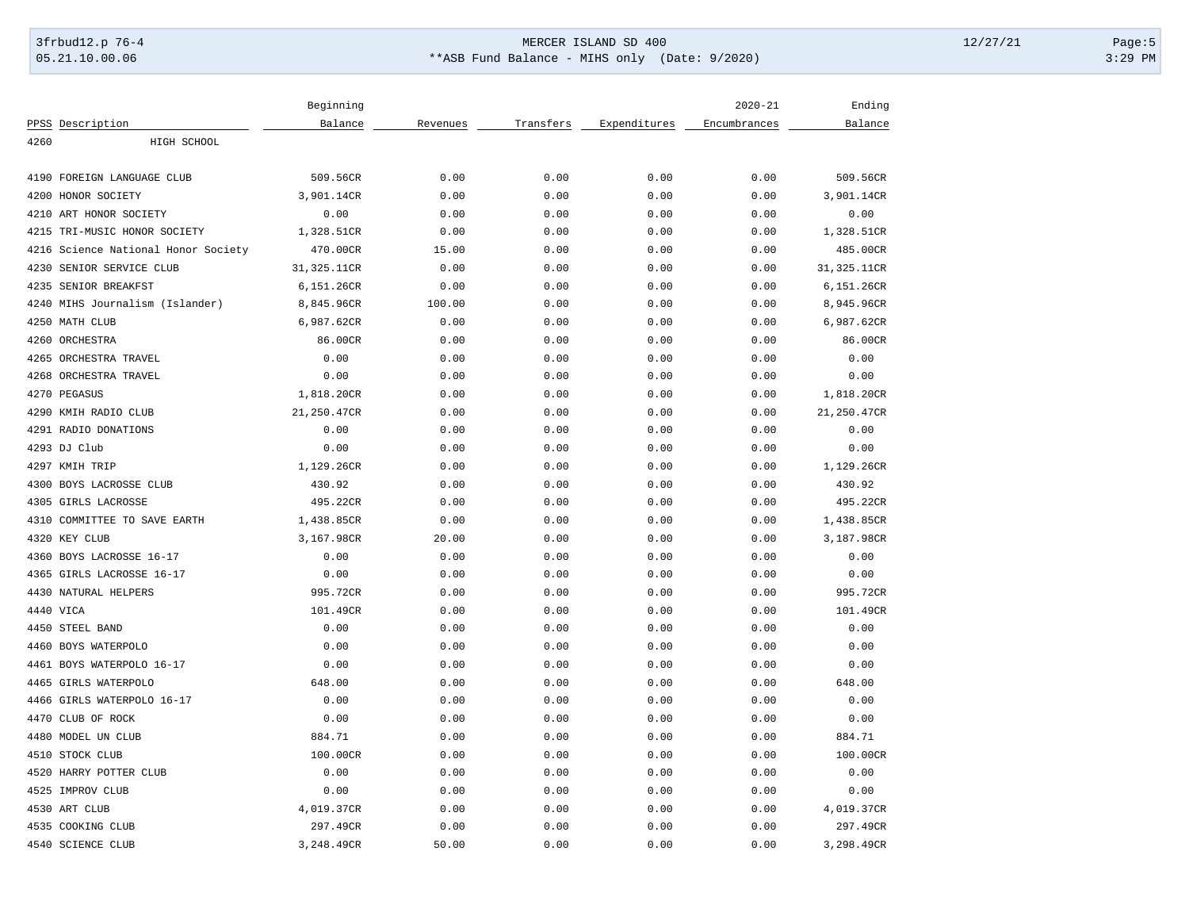| PPSS | Description | Beginning Balance | Revenues | Transfers | Expenditures | 2020-21 Encumbrances | Ending Balance |
|---|---|---|---|---|---|---|---|
| 4260 | HIGH SCHOOL | | | | | | |
| 4190 | FOREIGN LANGUAGE CLUB | 509.56CR | 0.00 | 0.00 | 0.00 | 0.00 | 509.56CR |
| 4200 | HONOR SOCIETY | 3,901.14CR | 0.00 | 0.00 | 0.00 | 0.00 | 3,901.14CR |
| 4210 | ART HONOR SOCIETY | 0.00 | 0.00 | 0.00 | 0.00 | 0.00 | 0.00 |
| 4215 | TRI-MUSIC HONOR SOCIETY | 1,328.51CR | 0.00 | 0.00 | 0.00 | 0.00 | 1,328.51CR |
| 4216 | Science National Honor Society | 470.00CR | 15.00 | 0.00 | 0.00 | 0.00 | 485.00CR |
| 4230 | SENIOR SERVICE CLUB | 31,325.11CR | 0.00 | 0.00 | 0.00 | 0.00 | 31,325.11CR |
| 4235 | SENIOR BREAKFST | 6,151.26CR | 0.00 | 0.00 | 0.00 | 0.00 | 6,151.26CR |
| 4240 | MIHS Journalism (Islander) | 8,845.96CR | 100.00 | 0.00 | 0.00 | 0.00 | 8,945.96CR |
| 4250 | MATH CLUB | 6,987.62CR | 0.00 | 0.00 | 0.00 | 0.00 | 6,987.62CR |
| 4260 | ORCHESTRA | 86.00CR | 0.00 | 0.00 | 0.00 | 0.00 | 86.00CR |
| 4265 | ORCHESTRA TRAVEL | 0.00 | 0.00 | 0.00 | 0.00 | 0.00 | 0.00 |
| 4268 | ORCHESTRA TRAVEL | 0.00 | 0.00 | 0.00 | 0.00 | 0.00 | 0.00 |
| 4270 | PEGASUS | 1,818.20CR | 0.00 | 0.00 | 0.00 | 0.00 | 1,818.20CR |
| 4290 | KMIH RADIO CLUB | 21,250.47CR | 0.00 | 0.00 | 0.00 | 0.00 | 21,250.47CR |
| 4291 | RADIO DONATIONS | 0.00 | 0.00 | 0.00 | 0.00 | 0.00 | 0.00 |
| 4293 | DJ Club | 0.00 | 0.00 | 0.00 | 0.00 | 0.00 | 0.00 |
| 4297 | KMIH TRIP | 1,129.26CR | 0.00 | 0.00 | 0.00 | 0.00 | 1,129.26CR |
| 4300 | BOYS LACROSSE CLUB | 430.92 | 0.00 | 0.00 | 0.00 | 0.00 | 430.92 |
| 4305 | GIRLS LACROSSE | 495.22CR | 0.00 | 0.00 | 0.00 | 0.00 | 495.22CR |
| 4310 | COMMITTEE TO SAVE EARTH | 1,438.85CR | 0.00 | 0.00 | 0.00 | 0.00 | 1,438.85CR |
| 4320 | KEY CLUB | 3,167.98CR | 20.00 | 0.00 | 0.00 | 0.00 | 3,187.98CR |
| 4360 | BOYS LACROSSE 16-17 | 0.00 | 0.00 | 0.00 | 0.00 | 0.00 | 0.00 |
| 4365 | GIRLS LACROSSE 16-17 | 0.00 | 0.00 | 0.00 | 0.00 | 0.00 | 0.00 |
| 4430 | NATURAL HELPERS | 995.72CR | 0.00 | 0.00 | 0.00 | 0.00 | 995.72CR |
| 4440 | VICA | 101.49CR | 0.00 | 0.00 | 0.00 | 0.00 | 101.49CR |
| 4450 | STEEL BAND | 0.00 | 0.00 | 0.00 | 0.00 | 0.00 | 0.00 |
| 4460 | BOYS WATERPOLO | 0.00 | 0.00 | 0.00 | 0.00 | 0.00 | 0.00 |
| 4461 | BOYS WATERPOLO 16-17 | 0.00 | 0.00 | 0.00 | 0.00 | 0.00 | 0.00 |
| 4465 | GIRLS WATERPOLO | 648.00 | 0.00 | 0.00 | 0.00 | 0.00 | 648.00 |
| 4466 | GIRLS WATERPOLO 16-17 | 0.00 | 0.00 | 0.00 | 0.00 | 0.00 | 0.00 |
| 4470 | CLUB OF ROCK | 0.00 | 0.00 | 0.00 | 0.00 | 0.00 | 0.00 |
| 4480 | MODEL UN CLUB | 884.71 | 0.00 | 0.00 | 0.00 | 0.00 | 884.71 |
| 4510 | STOCK CLUB | 100.00CR | 0.00 | 0.00 | 0.00 | 0.00 | 100.00CR |
| 4520 | HARRY POTTER CLUB | 0.00 | 0.00 | 0.00 | 0.00 | 0.00 | 0.00 |
| 4525 | IMPROV CLUB | 0.00 | 0.00 | 0.00 | 0.00 | 0.00 | 0.00 |
| 4530 | ART CLUB | 4,019.37CR | 0.00 | 0.00 | 0.00 | 0.00 | 4,019.37CR |
| 4535 | COOKING CLUB | 297.49CR | 0.00 | 0.00 | 0.00 | 0.00 | 297.49CR |
| 4540 | SCIENCE CLUB | 3,248.49CR | 50.00 | 0.00 | 0.00 | 0.00 | 3,298.49CR |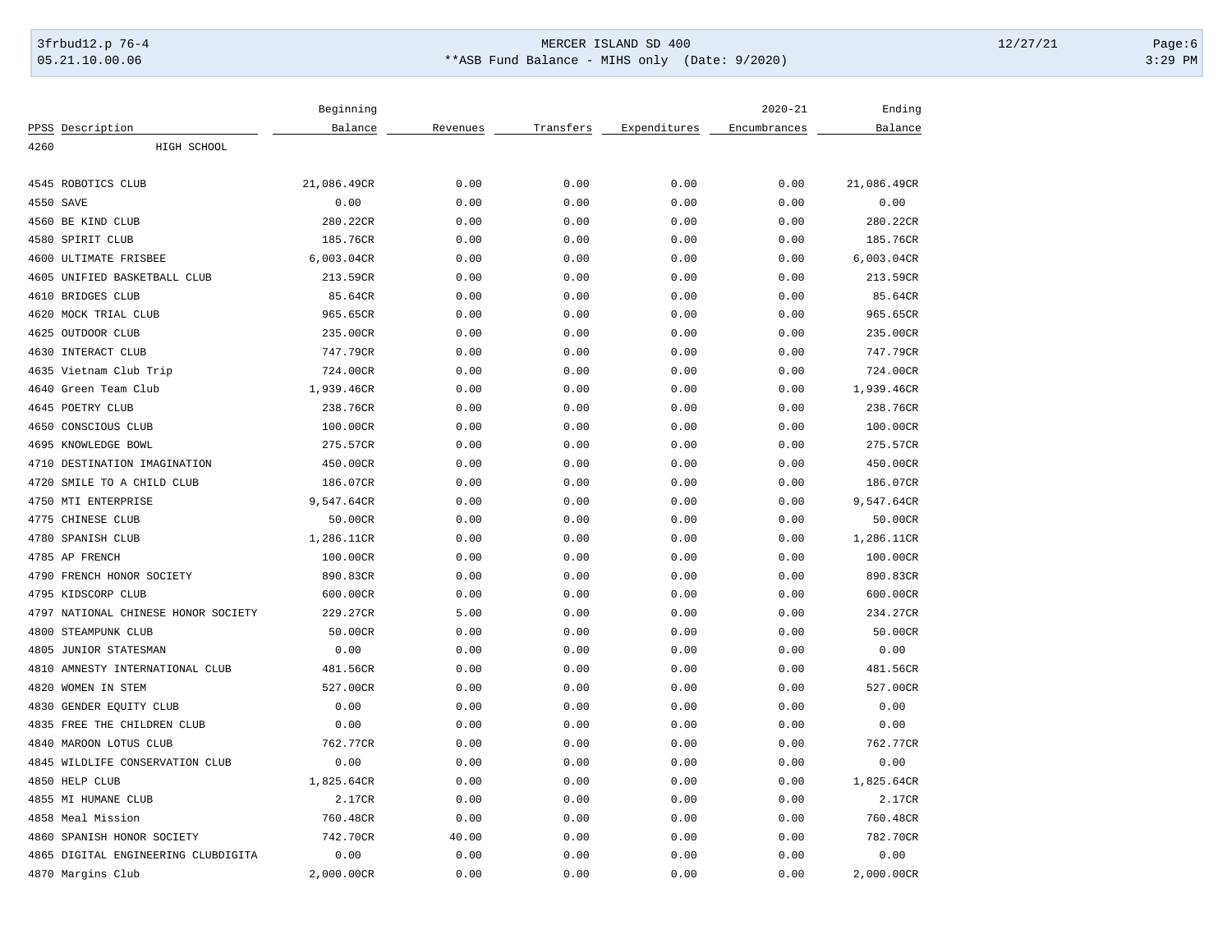| PPSS | Description | Beginning Balance | Revenues | Transfers | Expenditures | 2020-21 Encumbrances | Ending Balance |
|---|---|---|---|---|---|---|---|
| 4260 | HIGH SCHOOL | | | | | | |
| 4545 | ROBOTICS CLUB | 21,086.49CR | 0.00 | 0.00 | 0.00 | 0.00 | 21,086.49CR |
| 4550 | SAVE | 0.00 | 0.00 | 0.00 | 0.00 | 0.00 | 0.00 |
| 4560 | BE KIND CLUB | 280.22CR | 0.00 | 0.00 | 0.00 | 0.00 | 280.22CR |
| 4580 | SPIRIT CLUB | 185.76CR | 0.00 | 0.00 | 0.00 | 0.00 | 185.76CR |
| 4600 | ULTIMATE FRISBEE | 6,003.04CR | 0.00 | 0.00 | 0.00 | 0.00 | 6,003.04CR |
| 4605 | UNIFIED BASKETBALL CLUB | 213.59CR | 0.00 | 0.00 | 0.00 | 0.00 | 213.59CR |
| 4610 | BRIDGES CLUB | 85.64CR | 0.00 | 0.00 | 0.00 | 0.00 | 85.64CR |
| 4620 | MOCK TRIAL CLUB | 965.65CR | 0.00 | 0.00 | 0.00 | 0.00 | 965.65CR |
| 4625 | OUTDOOR CLUB | 235.00CR | 0.00 | 0.00 | 0.00 | 0.00 | 235.00CR |
| 4630 | INTERACT CLUB | 747.79CR | 0.00 | 0.00 | 0.00 | 0.00 | 747.79CR |
| 4635 | Vietnam Club Trip | 724.00CR | 0.00 | 0.00 | 0.00 | 0.00 | 724.00CR |
| 4640 | Green Team Club | 1,939.46CR | 0.00 | 0.00 | 0.00 | 0.00 | 1,939.46CR |
| 4645 | POETRY CLUB | 238.76CR | 0.00 | 0.00 | 0.00 | 0.00 | 238.76CR |
| 4650 | CONSCIOUS CLUB | 100.00CR | 0.00 | 0.00 | 0.00 | 0.00 | 100.00CR |
| 4695 | KNOWLEDGE BOWL | 275.57CR | 0.00 | 0.00 | 0.00 | 0.00 | 275.57CR |
| 4710 | DESTINATION IMAGINATION | 450.00CR | 0.00 | 0.00 | 0.00 | 0.00 | 450.00CR |
| 4720 | SMILE TO A CHILD CLUB | 186.07CR | 0.00 | 0.00 | 0.00 | 0.00 | 186.07CR |
| 4750 | MTI ENTERPRISE | 9,547.64CR | 0.00 | 0.00 | 0.00 | 0.00 | 9,547.64CR |
| 4775 | CHINESE CLUB | 50.00CR | 0.00 | 0.00 | 0.00 | 0.00 | 50.00CR |
| 4780 | SPANISH CLUB | 1,286.11CR | 0.00 | 0.00 | 0.00 | 0.00 | 1,286.11CR |
| 4785 | AP FRENCH | 100.00CR | 0.00 | 0.00 | 0.00 | 0.00 | 100.00CR |
| 4790 | FRENCH HONOR SOCIETY | 890.83CR | 0.00 | 0.00 | 0.00 | 0.00 | 890.83CR |
| 4795 | KIDSCORP CLUB | 600.00CR | 0.00 | 0.00 | 0.00 | 0.00 | 600.00CR |
| 4797 | NATIONAL CHINESE HONOR SOCIETY | 229.27CR | 5.00 | 0.00 | 0.00 | 0.00 | 234.27CR |
| 4800 | STEAMPUNK CLUB | 50.00CR | 0.00 | 0.00 | 0.00 | 0.00 | 50.00CR |
| 4805 | JUNIOR STATESMAN | 0.00 | 0.00 | 0.00 | 0.00 | 0.00 | 0.00 |
| 4810 | AMNESTY INTERNATIONAL CLUB | 481.56CR | 0.00 | 0.00 | 0.00 | 0.00 | 481.56CR |
| 4820 | WOMEN IN STEM | 527.00CR | 0.00 | 0.00 | 0.00 | 0.00 | 527.00CR |
| 4830 | GENDER EQUITY CLUB | 0.00 | 0.00 | 0.00 | 0.00 | 0.00 | 0.00 |
| 4835 | FREE THE CHILDREN CLUB | 0.00 | 0.00 | 0.00 | 0.00 | 0.00 | 0.00 |
| 4840 | MAROON LOTUS CLUB | 762.77CR | 0.00 | 0.00 | 0.00 | 0.00 | 762.77CR |
| 4845 | WILDLIFE CONSERVATION CLUB | 0.00 | 0.00 | 0.00 | 0.00 | 0.00 | 0.00 |
| 4850 | HELP CLUB | 1,825.64CR | 0.00 | 0.00 | 0.00 | 0.00 | 1,825.64CR |
| 4855 | MI HUMANE CLUB | 2.17CR | 0.00 | 0.00 | 0.00 | 0.00 | 2.17CR |
| 4858 | Meal Mission | 760.48CR | 0.00 | 0.00 | 0.00 | 0.00 | 760.48CR |
| 4860 | SPANISH HONOR SOCIETY | 742.70CR | 40.00 | 0.00 | 0.00 | 0.00 | 782.70CR |
| 4865 | DIGITAL ENGINEERING CLUBDIGITA | 0.00 | 0.00 | 0.00 | 0.00 | 0.00 | 0.00 |
| 4870 | Margins Club | 2,000.00CR | 0.00 | 0.00 | 0.00 | 0.00 | 2,000.00CR |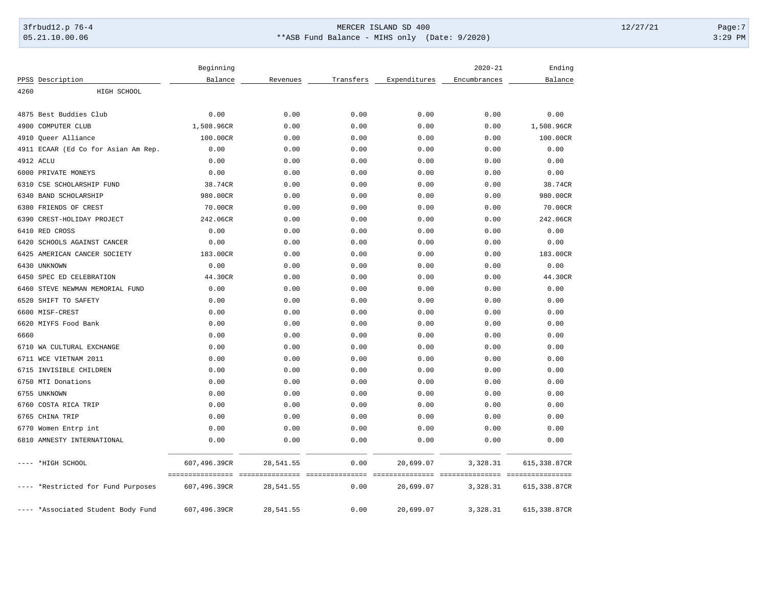| PPSS | Description | Beginning Balance | Revenues | Transfers | Expenditures | 2020-21 Encumbrances | Ending Balance |
|---|---|---|---|---|---|---|---|
| 4260 | HIGH SCHOOL | | | | | | |
| 4875 | Best Buddies Club | 0.00 | 0.00 | 0.00 | 0.00 | 0.00 | 0.00 |
| 4900 | COMPUTER CLUB | 1,508.96CR | 0.00 | 0.00 | 0.00 | 0.00 | 1,508.96CR |
| 4910 | Queer Alliance | 100.00CR | 0.00 | 0.00 | 0.00 | 0.00 | 100.00CR |
| 4911 | ECAAR (Ed Co for Asian Am Rep. | 0.00 | 0.00 | 0.00 | 0.00 | 0.00 | 0.00 |
| 4912 | ACLU | 0.00 | 0.00 | 0.00 | 0.00 | 0.00 | 0.00 |
| 6000 | PRIVATE MONEYS | 0.00 | 0.00 | 0.00 | 0.00 | 0.00 | 0.00 |
| 6310 | CSE SCHOLARSHIP FUND | 38.74CR | 0.00 | 0.00 | 0.00 | 0.00 | 38.74CR |
| 6340 | BAND SCHOLARSHIP | 980.00CR | 0.00 | 0.00 | 0.00 | 0.00 | 980.00CR |
| 6380 | FRIENDS OF CREST | 70.00CR | 0.00 | 0.00 | 0.00 | 0.00 | 70.00CR |
| 6390 | CREST-HOLIDAY PROJECT | 242.06CR | 0.00 | 0.00 | 0.00 | 0.00 | 242.06CR |
| 6410 | RED CROSS | 0.00 | 0.00 | 0.00 | 0.00 | 0.00 | 0.00 |
| 6420 | SCHOOLS AGAINST CANCER | 0.00 | 0.00 | 0.00 | 0.00 | 0.00 | 0.00 |
| 6425 | AMERICAN CANCER SOCIETY | 183.00CR | 0.00 | 0.00 | 0.00 | 0.00 | 183.00CR |
| 6430 | UNKNOWN | 0.00 | 0.00 | 0.00 | 0.00 | 0.00 | 0.00 |
| 6450 | SPEC ED CELEBRATION | 44.30CR | 0.00 | 0.00 | 0.00 | 0.00 | 44.30CR |
| 6460 | STEVE NEWMAN MEMORIAL FUND | 0.00 | 0.00 | 0.00 | 0.00 | 0.00 | 0.00 |
| 6520 | SHIFT TO SAFETY | 0.00 | 0.00 | 0.00 | 0.00 | 0.00 | 0.00 |
| 6600 | MISF-CREST | 0.00 | 0.00 | 0.00 | 0.00 | 0.00 | 0.00 |
| 6620 | MIYFS Food Bank | 0.00 | 0.00 | 0.00 | 0.00 | 0.00 | 0.00 |
| 6660 | | 0.00 | 0.00 | 0.00 | 0.00 | 0.00 | 0.00 |
| 6710 | WA CULTURAL EXCHANGE | 0.00 | 0.00 | 0.00 | 0.00 | 0.00 | 0.00 |
| 6711 | WCE VIETNAM 2011 | 0.00 | 0.00 | 0.00 | 0.00 | 0.00 | 0.00 |
| 6715 | INVISIBLE CHILDREN | 0.00 | 0.00 | 0.00 | 0.00 | 0.00 | 0.00 |
| 6750 | MTI Donations | 0.00 | 0.00 | 0.00 | 0.00 | 0.00 | 0.00 |
| 6755 | UNKNOWN | 0.00 | 0.00 | 0.00 | 0.00 | 0.00 | 0.00 |
| 6760 | COSTA RICA TRIP | 0.00 | 0.00 | 0.00 | 0.00 | 0.00 | 0.00 |
| 6765 | CHINA TRIP | 0.00 | 0.00 | 0.00 | 0.00 | 0.00 | 0.00 |
| 6770 | Women Entrp int | 0.00 | 0.00 | 0.00 | 0.00 | 0.00 | 0.00 |
| 6810 | AMNESTY INTERNATIONAL | 0.00 | 0.00 | 0.00 | 0.00 | 0.00 | 0.00 |
| ---- | *HIGH SCHOOL | 607,496.39CR | 28,541.55 | 0.00 | 20,699.07 | 3,328.31 | 615,338.87CR |
| ---- | *Restricted for Fund Purposes | 607,496.39CR | 28,541.55 | 0.00 | 20,699.07 | 3,328.31 | 615,338.87CR |
| ---- | *Associated Student Body Fund | 607,496.39CR | 28,541.55 | 0.00 | 20,699.07 | 3,328.31 | 615,338.87CR |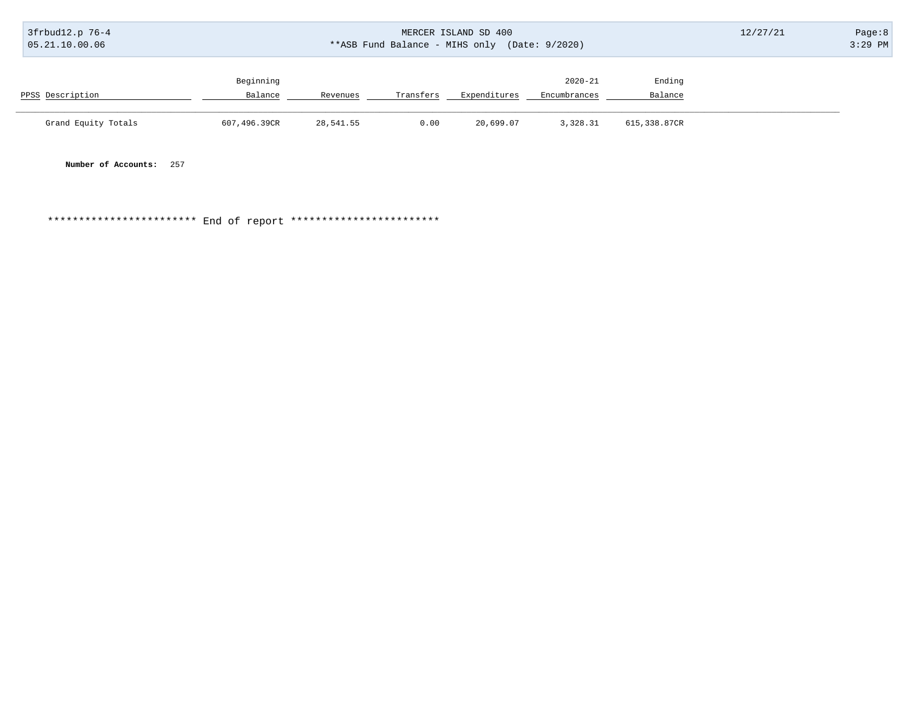| PPSS | Description | Beginning Balance | Revenues | Transfers | Expenditures | 2020-21 Encumbrances | Ending Balance |
|---|---|---|---|---|---|---|---|
| | Grand Equity Totals | 607,496.39CR | 28,541.55 | 0.00 | 20,699.07 | 3,328.31 | 615,338.87CR |

**Number of Accounts:** 257

************************ End of report ************************